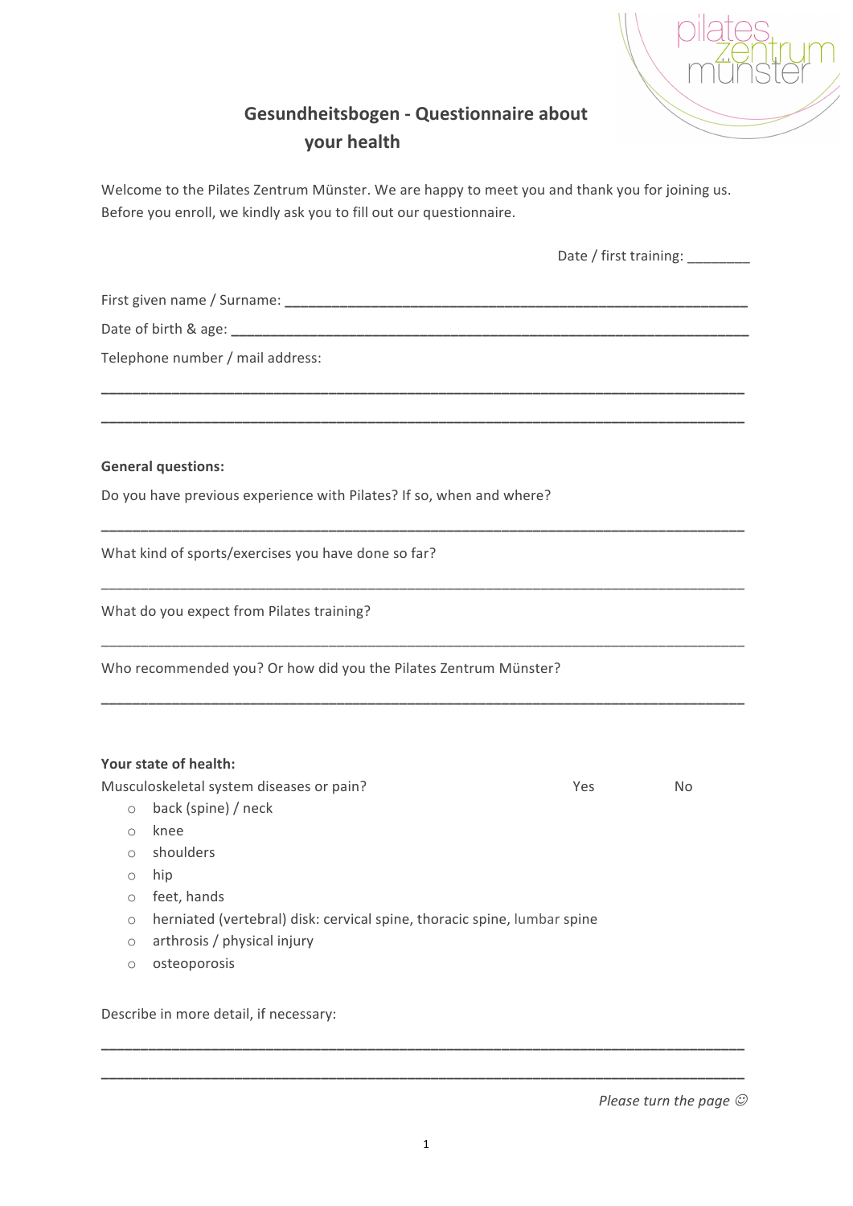# Gesundheitsbogen - Questionnaire about your health

Welcome to the Pilates Zentrum Münster. We are happy to meet you and thank you for joining us. Before you enroll, we kindly ask you to fill out our questionnaire.

Date / first training: ________

First given name / Surname: ______________________________________________________________

Date of birth & age: ____________________________________________________________________

Telephone number / mail address:

______________________________________________________________________________________

______________________________________________________________________________________

**General questions:**

Do you have previous experience with Pilates? If so, when and where?

______________________________________________________________________________________

What kind of sports/exercises you have done so far?

______________________________________________________________________________________

What do you expect from Pilates training?

______________________________________________________________________________________

Who recommended you? Or how did you the Pilates Zentrum Münster?

______________________________________________________________________________________

**Your state of health:**

Musculoskeletal system diseases or pain? Yes No

- back (spine) / neck
- knee
- shoulders
- hip
- feet, hands
- herniated (vertebral) disk: cervical spine, thoracic spine, lumbar spine
- arthrosis / physical injury
- osteoporosis

Describe in more detail, if necessary:

______________________________________________________________________________________

______________________________________________________________________________________

*Please turn the page ☺*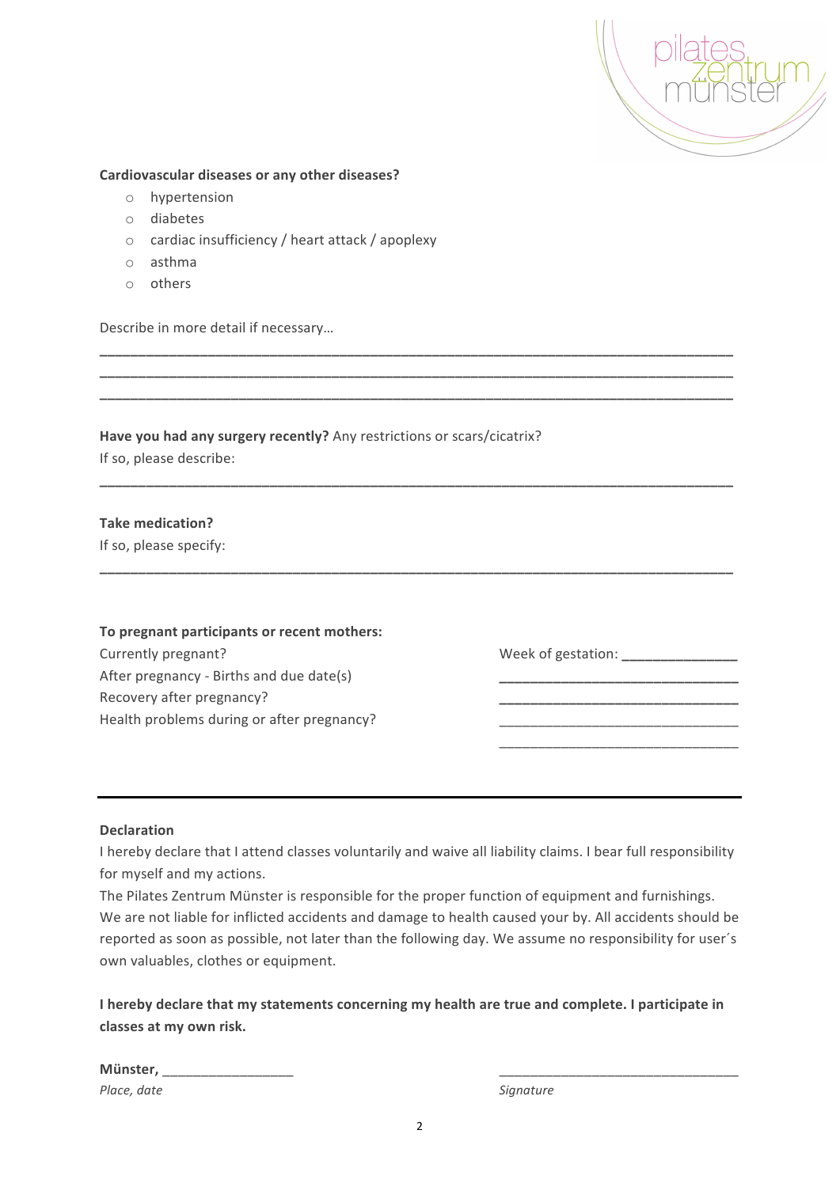**Cardiovascular diseases or any other diseases?**

- hypertension
- diabetes
- cardiac insufficiency / heart attack / apoplexy
- asthma
- others

Describe in more detail if necessary…

______________________________________________________________________________

______________________________________________________________________________

______________________________________________________________________________

**Have you had any surgery recently?** Any restrictions or scars/cicatrix?

If so, please describe:

______________________________________________________________________________

**Take medication?**

If so, please specify:

______________________________________________________________________________

**To pregnant participants or recent mothers:**

Currently pregnant? Week of gestation: _______________

After pregnancy - Births and due date(s) _______________________________

Recovery after pregnancy? _______________________________

Health problems during or after pregnancy? _______________________________

_______________________________

---

**Declaration**

I hereby declare that I attend classes voluntarily and waive all liability claims. I bear full responsibility for myself and my actions.

The Pilates Zentrum Münster is responsible for the proper function of equipment and furnishings. We are not liable for inflicted accidents and damage to health caused your by. All accidents should be reported as soon as possible, not later than the following day. We assume no responsibility for user´s own valuables, clothes or equipment.

**I hereby declare that my statements concerning my health are true and complete. I participate in classes at my own risk.**

**Münster,** _________________ _________________________________

*Place, date* *Signature*